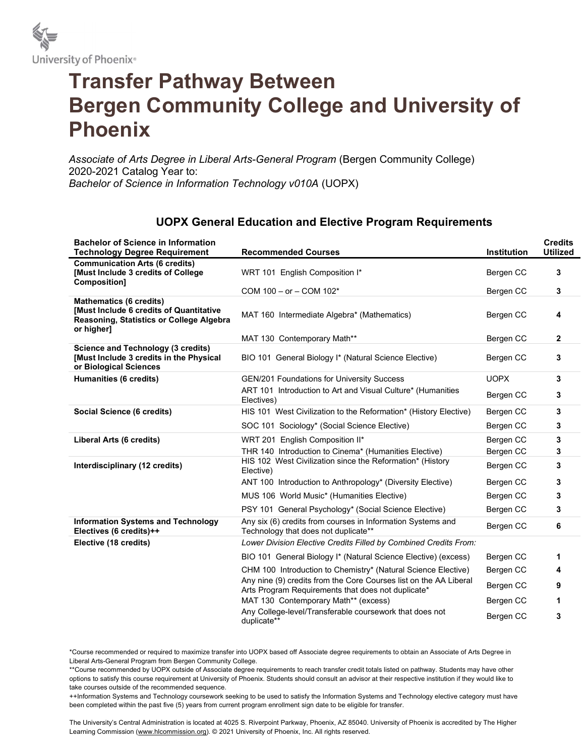University of Phoenix®

# Transfer Pathway Between Bergen Community College and University of Phoenix

*Associate of Arts Degree in Liberal Arts-General Program* (Bergen Community College)
2020-2021 Catalog Year to:
*Bachelor of Science in Information Technology v010A* (UOPX)

## UOPX General Education and Elective Program Requirements

| Bachelor of Science in Information Technology Degree Requirement | Recommended Courses | Institution | Credits Utilized |
|---|---|---|---|
| **Communication Arts (6 credits) [Must Include 3 credits of College Composition]** | WRT 101 English Composition I* | Bergen CC | **3** |
| | COM 100 – or – COM 102* | Bergen CC | **3** |
| **Mathematics (6 credits) [Must Include 6 credits of Quantitative Reasoning, Statistics or College Algebra or higher]** | MAT 160 Intermediate Algebra* (Mathematics) | Bergen CC | **4** |
| | MAT 130 Contemporary Math** | Bergen CC | **2** |
| **Science and Technology (3 credits) [Must Include 3 credits in the Physical or Biological Sciences** | BIO 101 General Biology I* (Natural Science Elective) | Bergen CC | **3** |
| **Humanities (6 credits)** | GEN/201 Foundations for University Success | UOPX | **3** |
| | ART 101 Introduction to Art and Visual Culture* (Humanities Electives) | Bergen CC | **3** |
| **Social Science (6 credits)** | HIS 101 West Civilization to the Reformation* (History Elective) | Bergen CC | **3** |
| | SOC 101 Sociology* (Social Science Elective) | Bergen CC | **3** |
| **Liberal Arts (6 credits)** | WRT 201 English Composition II* | Bergen CC | **3** |
| | THR 140 Introduction to Cinema* (Humanities Elective) | Bergen CC | **3** |
| **Interdisciplinary (12 credits)** | HIS 102 West Civilization since the Reformation* (History Elective) | Bergen CC | **3** |
| | ANT 100 Introduction to Anthropology* (Diversity Elective) | Bergen CC | **3** |
| | MUS 106 World Music* (Humanities Elective) | Bergen CC | **3** |
| | PSY 101 General Psychology* (Social Science Elective) | Bergen CC | **3** |
| **Information Systems and Technology Electives (6 credits)++** | Any six (6) credits from courses in Information Systems and Technology that does not duplicate** | Bergen CC | **6** |
| **Elective (18 credits)** | *Lower Division Elective Credits Filled by Combined Credits From:* | | |
| | BIO 101 General Biology I* (Natural Science Elective) (excess) | Bergen CC | **1** |
| | CHM 100 Introduction to Chemistry* (Natural Science Elective) | Bergen CC | **4** |
| | Any nine (9) credits from the Core Courses list on the AA Liberal Arts Program Requirements that does not duplicate* | Bergen CC | **9** |
| | MAT 130 Contemporary Math** (excess) | Bergen CC | **1** |
| | Any College-level/Transferable coursework that does not duplicate** | Bergen CC | **3** |

*Course recommended or required to maximize transfer into UOPX based off Associate degree requirements to obtain an Associate of Arts Degree in Liberal Arts-General Program from Bergen Community College.

**Course recommended by UOPX outside of Associate degree requirements to reach transfer credit totals listed on pathway. Students may have other options to satisfy this course requirement at University of Phoenix. Students should consult an advisor at their respective institution if they would like to take courses outside of the recommended sequence.

++Information Systems and Technology coursework seeking to be used to satisfy the Information Systems and Technology elective category must have been completed within the past five (5) years from current program enrollment sign date to be eligible for transfer.

The University's Central Administration is located at 4025 S. Riverpoint Parkway, Phoenix, AZ 85040. University of Phoenix is accredited by The Higher Learning Commission (www.hlcommission.org). © 2021 University of Phoenix, Inc. All rights reserved.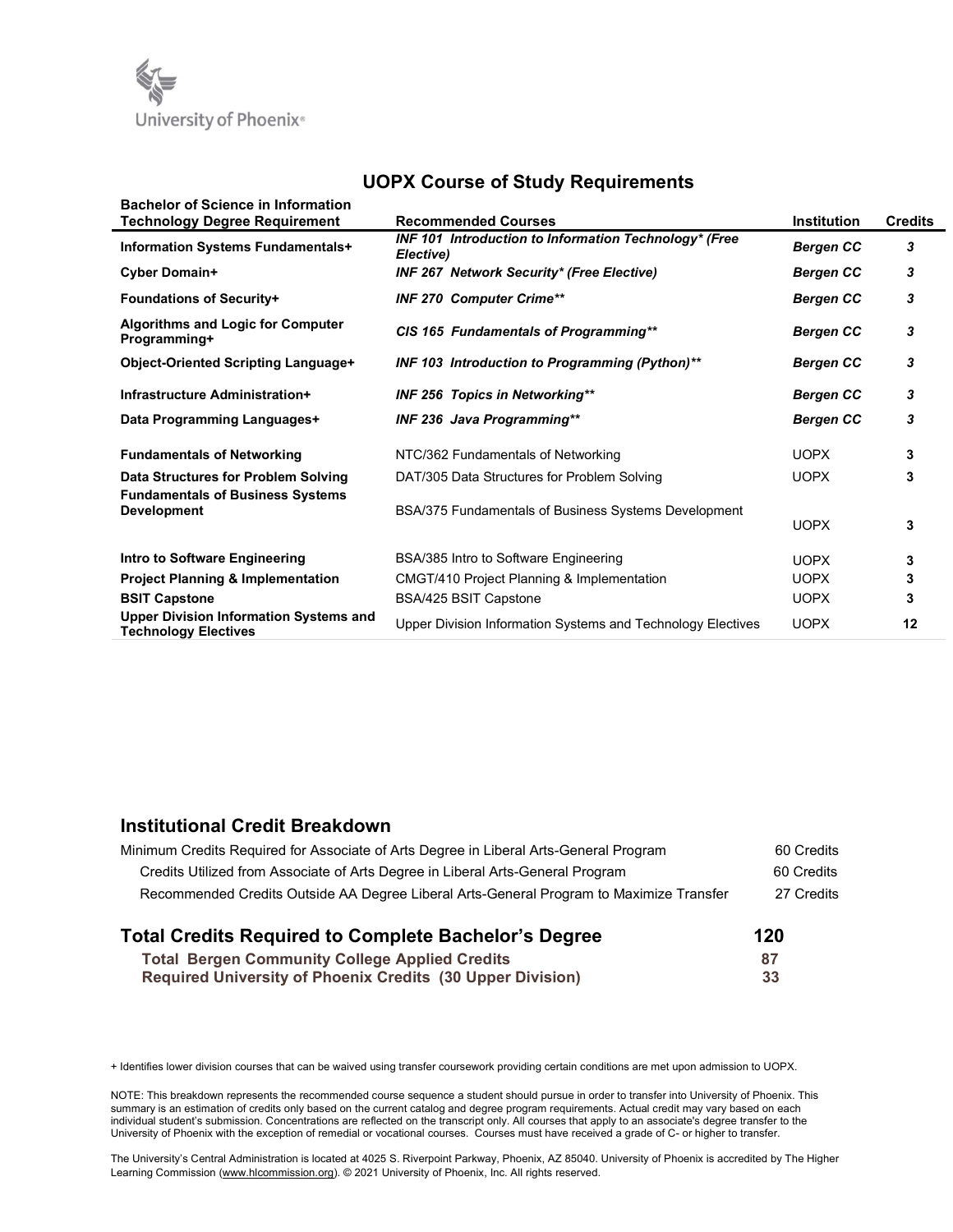University of Phoenix®

## UOPX Course of Study Requirements

| Bachelor of Science in Information Technology Degree Requirement | Recommended Courses | Institution | Credits |
|---|---|---|---|
| **Information Systems Fundamentals+** | ***INF 101 Introduction to Information Technology* (Free Elective)*** | ***Bergen CC*** | ***3*** |
| **Cyber Domain+** | ***INF 267 Network Security* (Free Elective)*** | ***Bergen CC*** | ***3*** |
| **Foundations of Security+** | ***INF 270 Computer Crime**** | ***Bergen CC*** | ***3*** |
| **Algorithms and Logic for Computer Programming+** | ***CIS 165 Fundamentals of Programming**** | ***Bergen CC*** | ***3*** |
| **Object-Oriented Scripting Language+** | ***INF 103 Introduction to Programming (Python)**** | ***Bergen CC*** | ***3*** |
| **Infrastructure Administration+** | ***INF 256 Topics in Networking**** | ***Bergen CC*** | ***3*** |
| **Data Programming Languages+** | ***INF 236 Java Programming**** | ***Bergen CC*** | ***3*** |
| **Fundamentals of Networking** | NTC/362 Fundamentals of Networking | UOPX | **3** |
| **Data Structures for Problem Solving** | DAT/305 Data Structures for Problem Solving | UOPX | **3** |
| **Fundamentals of Business Systems Development** | BSA/375 Fundamentals of Business Systems Development | UOPX | **3** |
| **Intro to Software Engineering** | BSA/385 Intro to Software Engineering | UOPX | **3** |
| **Project Planning & Implementation** | CMGT/410 Project Planning & Implementation | UOPX | **3** |
| **BSIT Capstone** | BSA/425 BSIT Capstone | UOPX | **3** |
| **Upper Division Information Systems and Technology Electives** | Upper Division Information Systems and Technology Electives | UOPX | **12** |

## Institutional Credit Breakdown

| | |
|---|---|
| Minimum Credits Required for Associate of Arts Degree in Liberal Arts-General Program | 60 Credits |
| Credits Utilized from Associate of Arts Degree in Liberal Arts-General Program | 60 Credits |
| Recommended Credits Outside AA Degree Liberal Arts-General Program to Maximize Transfer | 27 Credits |

| | |
|---|---|
| **Total Credits Required to Complete Bachelor's Degree** | **120** |
| **Total Bergen Community College Applied Credits** | **87** |
| **Required University of Phoenix Credits (30 Upper Division)** | **33** |

+ Identifies lower division courses that can be waived using transfer coursework providing certain conditions are met upon admission to UOPX.

NOTE: This breakdown represents the recommended course sequence a student should pursue in order to transfer into University of Phoenix. This summary is an estimation of credits only based on the current catalog and degree program requirements. Actual credit may vary based on each individual student's submission. Concentrations are reflected on the transcript only. All courses that apply to an associate's degree transfer to the University of Phoenix with the exception of remedial or vocational courses. Courses must have received a grade of C- or higher to transfer.

The University's Central Administration is located at 4025 S. Riverpoint Parkway, Phoenix, AZ 85040. University of Phoenix is accredited by The Higher Learning Commission (www.hlcommission.org). © 2021 University of Phoenix, Inc. All rights reserved.